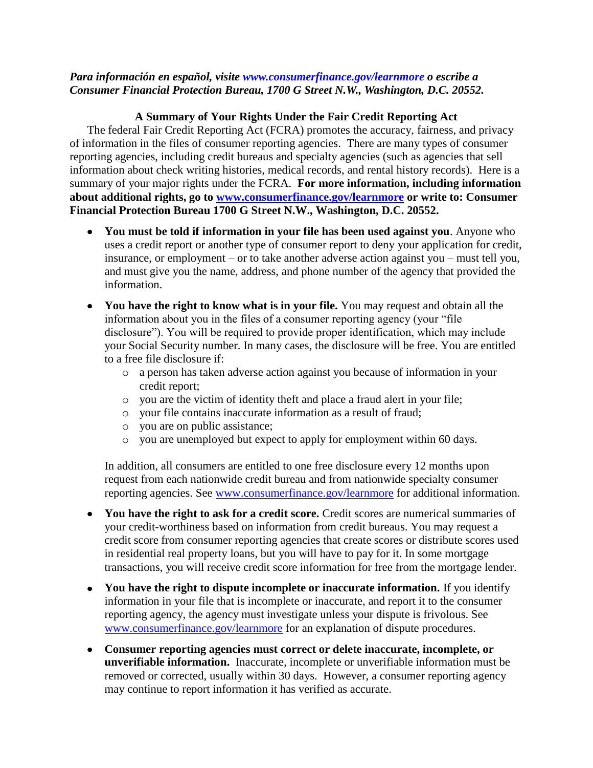***Para información en español, visite www.consumerfinance.gov/learnmore o escribe a Consumer Financial Protection Bureau, 1700 G Street N.W., Washington, D.C. 20552.***

## A Summary of Your Rights Under the Fair Credit Reporting Act

The federal Fair Credit Reporting Act (FCRA) promotes the accuracy, fairness, and privacy of information in the files of consumer reporting agencies. There are many types of consumer reporting agencies, including credit bureaus and specialty agencies (such as agencies that sell information about check writing histories, medical records, and rental history records). Here is a summary of your major rights under the FCRA. **For more information, including information about additional rights, go to www.consumerfinance.gov/learnmore or write to: Consumer Financial Protection Bureau 1700 G Street N.W., Washington, D.C. 20552.**

- **You must be told if information in your file has been used against you**. Anyone who uses a credit report or another type of consumer report to deny your application for credit, insurance, or employment – or to take another adverse action against you – must tell you, and must give you the name, address, and phone number of the agency that provided the information.

- **You have the right to know what is in your file.** You may request and obtain all the information about you in the files of a consumer reporting agency (your "file disclosure"). You will be required to provide proper identification, which may include your Social Security number. In many cases, the disclosure will be free. You are entitled to a free file disclosure if:
  - a person has taken adverse action against you because of information in your credit report;
  - you are the victim of identity theft and place a fraud alert in your file;
  - your file contains inaccurate information as a result of fraud;
  - you are on public assistance;
  - you are unemployed but expect to apply for employment within 60 days.

  In addition, all consumers are entitled to one free disclosure every 12 months upon request from each nationwide credit bureau and from nationwide specialty consumer reporting agencies. See www.consumerfinance.gov/learnmore for additional information.

- **You have the right to ask for a credit score.** Credit scores are numerical summaries of your credit-worthiness based on information from credit bureaus. You may request a credit score from consumer reporting agencies that create scores or distribute scores used in residential real property loans, but you will have to pay for it. In some mortgage transactions, you will receive credit score information for free from the mortgage lender.

- **You have the right to dispute incomplete or inaccurate information.** If you identify information in your file that is incomplete or inaccurate, and report it to the consumer reporting agency, the agency must investigate unless your dispute is frivolous. See www.consumerfinance.gov/learnmore for an explanation of dispute procedures.

- **Consumer reporting agencies must correct or delete inaccurate, incomplete, or unverifiable information.** Inaccurate, incomplete or unverifiable information must be removed or corrected, usually within 30 days. However, a consumer reporting agency may continue to report information it has verified as accurate.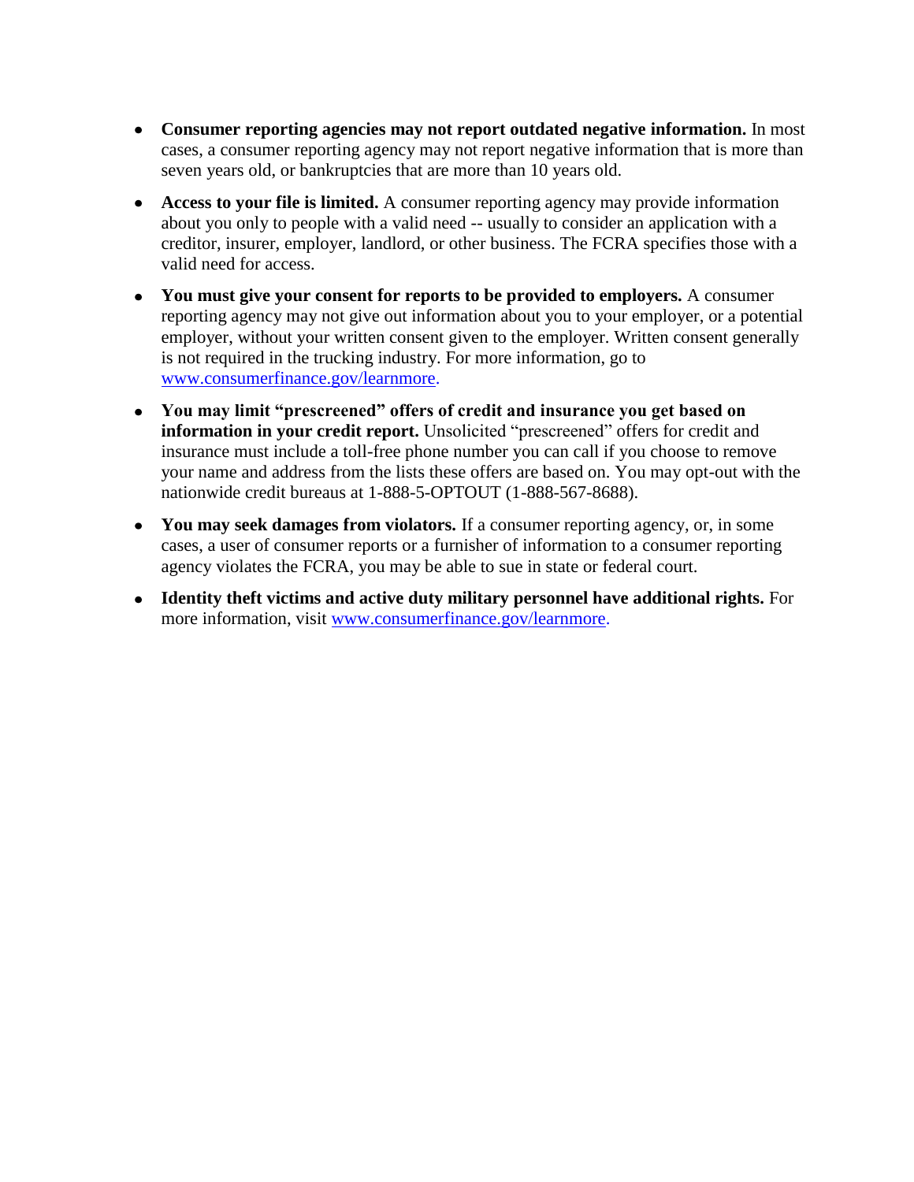- **Consumer reporting agencies may not report outdated negative information.** In most cases, a consumer reporting agency may not report negative information that is more than seven years old, or bankruptcies that are more than 10 years old.

- **Access to your file is limited.** A consumer reporting agency may provide information about you only to people with a valid need -- usually to consider an application with a creditor, insurer, employer, landlord, or other business. The FCRA specifies those with a valid need for access.

- **You must give your consent for reports to be provided to employers.** A consumer reporting agency may not give out information about you to your employer, or a potential employer, without your written consent given to the employer. Written consent generally is not required in the trucking industry. For more information, go to www.consumerfinance.gov/learnmore.

- **You may limit "prescreened" offers of credit and insurance you get based on information in your credit report.** Unsolicited "prescreened" offers for credit and insurance must include a toll-free phone number you can call if you choose to remove your name and address from the lists these offers are based on. You may opt-out with the nationwide credit bureaus at 1-888-5-OPTOUT (1-888-567-8688).

- **You may seek damages from violators.** If a consumer reporting agency, or, in some cases, a user of consumer reports or a furnisher of information to a consumer reporting agency violates the FCRA, you may be able to sue in state or federal court.

- **Identity theft victims and active duty military personnel have additional rights.** For more information, visit www.consumerfinance.gov/learnmore.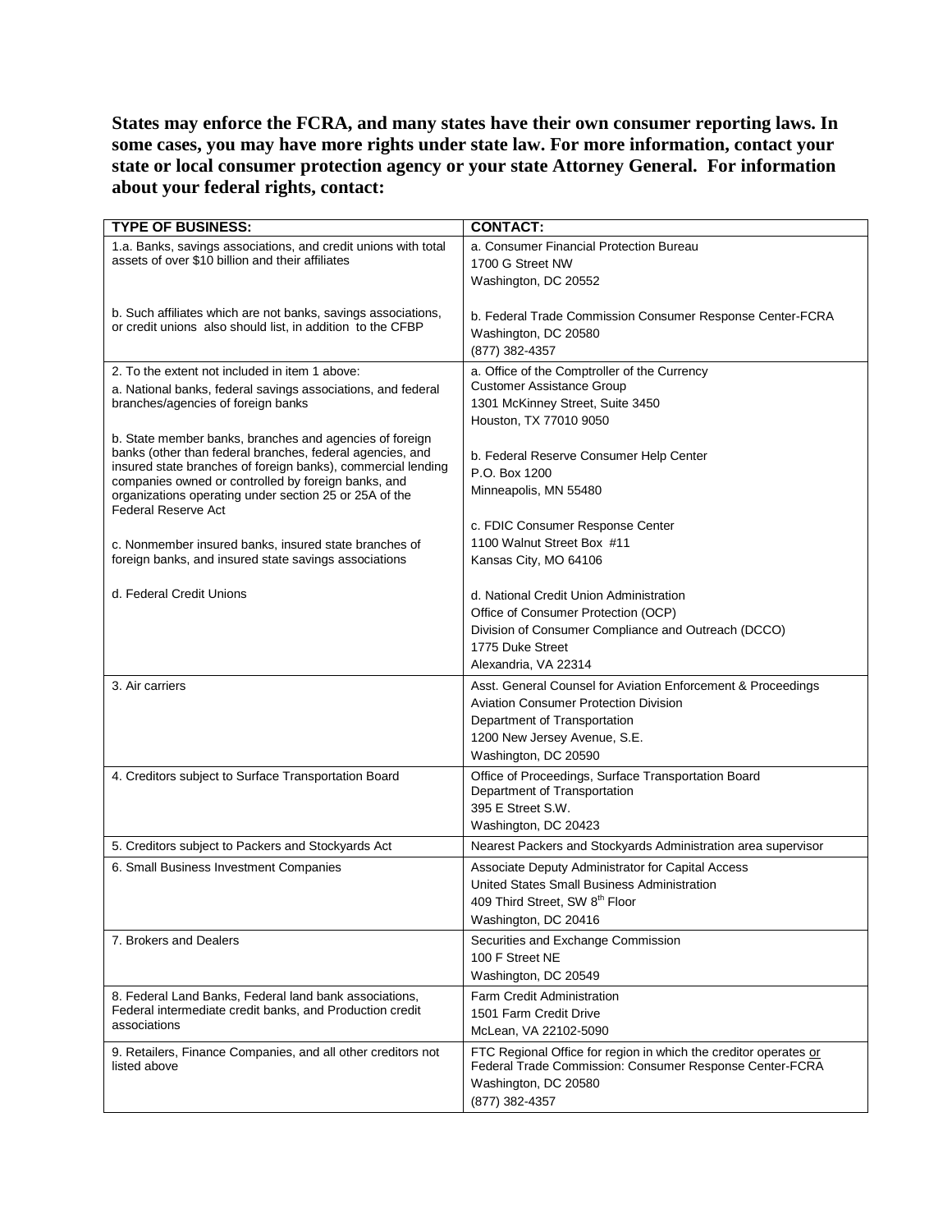**States may enforce the FCRA, and many states have their own consumer reporting laws. In some cases, you may have more rights under state law. For more information, contact your state or local consumer protection agency or your state Attorney General. For information about your federal rights, contact:**

| TYPE OF BUSINESS: | CONTACT: |
|---|---|
| 1.a. Banks, savings associations, and credit unions with total assets of over $10 billion and their affiliates<br><br>b. Such affiliates which are not banks, savings associations, or credit unions also should list, in addition to the CFBP | a. Consumer Financial Protection Bureau<br>1700 G Street NW<br>Washington, DC 20552<br><br>b. Federal Trade Commission Consumer Response Center-FCRA<br>Washington, DC 20580<br>(877) 382-4357 |
| 2. To the extent not included in item 1 above:<br>a. National banks, federal savings associations, and federal branches/agencies of foreign banks<br><br>b. State member banks, branches and agencies of foreign banks (other than federal branches, federal agencies, and insured state branches of foreign banks), commercial lending companies owned or controlled by foreign banks, and organizations operating under section 25 or 25A of the Federal Reserve Act<br><br>c. Nonmember insured banks, insured state branches of foreign banks, and insured state savings associations<br><br>d. Federal Credit Unions | a. Office of the Comptroller of the Currency<br>Customer Assistance Group<br>1301 McKinney Street, Suite 3450<br>Houston, TX 77010 9050<br><br>b. Federal Reserve Consumer Help Center<br>P.O. Box 1200<br>Minneapolis, MN 55480<br><br>c. FDIC Consumer Response Center<br>1100 Walnut Street Box #11<br>Kansas City, MO 64106<br><br>d. National Credit Union Administration<br>Office of Consumer Protection (OCP)<br>Division of Consumer Compliance and Outreach (DCCO)<br>1775 Duke Street<br>Alexandria, VA 22314 |
| 3. Air carriers | Asst. General Counsel for Aviation Enforcement & Proceedings<br>Aviation Consumer Protection Division<br>Department of Transportation<br>1200 New Jersey Avenue, S.E.<br>Washington, DC 20590 |
| 4. Creditors subject to Surface Transportation Board | Office of Proceedings, Surface Transportation Board<br>Department of Transportation<br>395 E Street S.W.<br>Washington, DC 20423 |
| 5. Creditors subject to Packers and Stockyards Act | Nearest Packers and Stockyards Administration area supervisor |
| 6. Small Business Investment Companies | Associate Deputy Administrator for Capital Access<br>United States Small Business Administration<br>409 Third Street, SW 8th Floor<br>Washington, DC 20416 |
| 7. Brokers and Dealers | Securities and Exchange Commission<br>100 F Street NE<br>Washington, DC 20549 |
| 8. Federal Land Banks, Federal land bank associations, Federal intermediate credit banks, and Production credit associations | Farm Credit Administration<br>1501 Farm Credit Drive<br>McLean, VA 22102-5090 |
| 9. Retailers, Finance Companies, and all other creditors not listed above | FTC Regional Office for region in which the creditor operates or Federal Trade Commission: Consumer Response Center-FCRA<br>Washington, DC 20580<br>(877) 382-4357 |